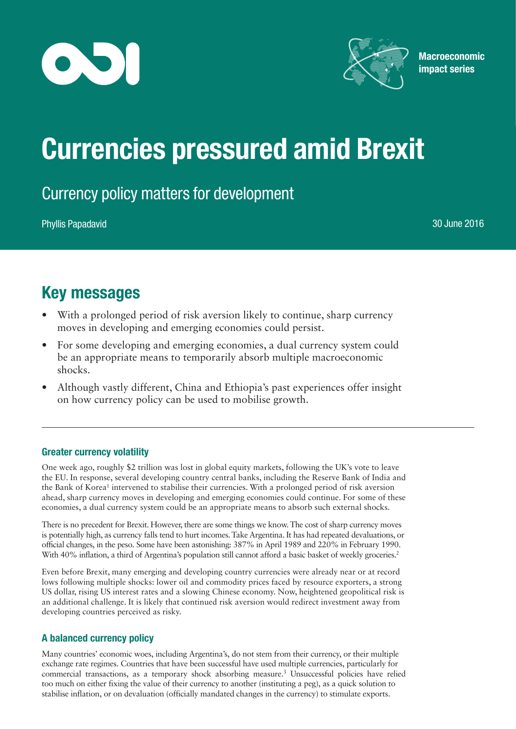Macroeconomic impact series

# Currencies pressured amid Brexit

## Currency policy matters for development

Phyllis Papadavid

30 June 2016

## Key messages

- With a prolonged period of risk aversion likely to continue, sharp currency moves in developing and emerging economies could persist.
- For some developing and emerging economies, a dual currency system could be an appropriate means to temporarily absorb multiple macroeconomic shocks.
- Although vastly different, China and Ethiopia's past experiences offer insight on how currency policy can be used to mobilise growth.

---

### Greater currency volatility

One week ago, roughly $2 trillion was lost in global equity markets, following the UK's vote to leave the EU. In response, several developing country central banks, including the Reserve Bank of India and the Bank of Korea[1] intervened to stabilise their currencies. With a prolonged period of risk aversion ahead, sharp currency moves in developing and emerging economies could continue. For some of these economies, a dual currency system could be an appropriate means to absorb such external shocks.

There is no precedent for Brexit. However, there are some things we know. The cost of sharp currency moves is potentially high, as currency falls tend to hurt incomes. Take Argentina. It has had repeated devaluations, or official changes, in the peso. Some have been astonishing: 387% in April 1989 and 220% in February 1990. With 40% inflation, a third of Argentina's population still cannot afford a basic basket of weekly groceries.[2]

Even before Brexit, many emerging and developing country currencies were already near or at record lows following multiple shocks: lower oil and commodity prices faced by resource exporters, a strong US dollar, rising US interest rates and a slowing Chinese economy. Now, heightened geopolitical risk is an additional challenge. It is likely that continued risk aversion would redirect investment away from developing countries perceived as risky.

### A balanced currency policy

Many countries' economic woes, including Argentina's, do not stem from their currency, or their multiple exchange rate regimes. Countries that have been successful have used multiple currencies, particularly for commercial transactions, as a temporary shock absorbing measure.[3] Unsuccessful policies have relied too much on either fixing the value of their currency to another (instituting a peg), as a quick solution to stabilise inflation, or on devaluation (officially mandated changes in the currency) to stimulate exports.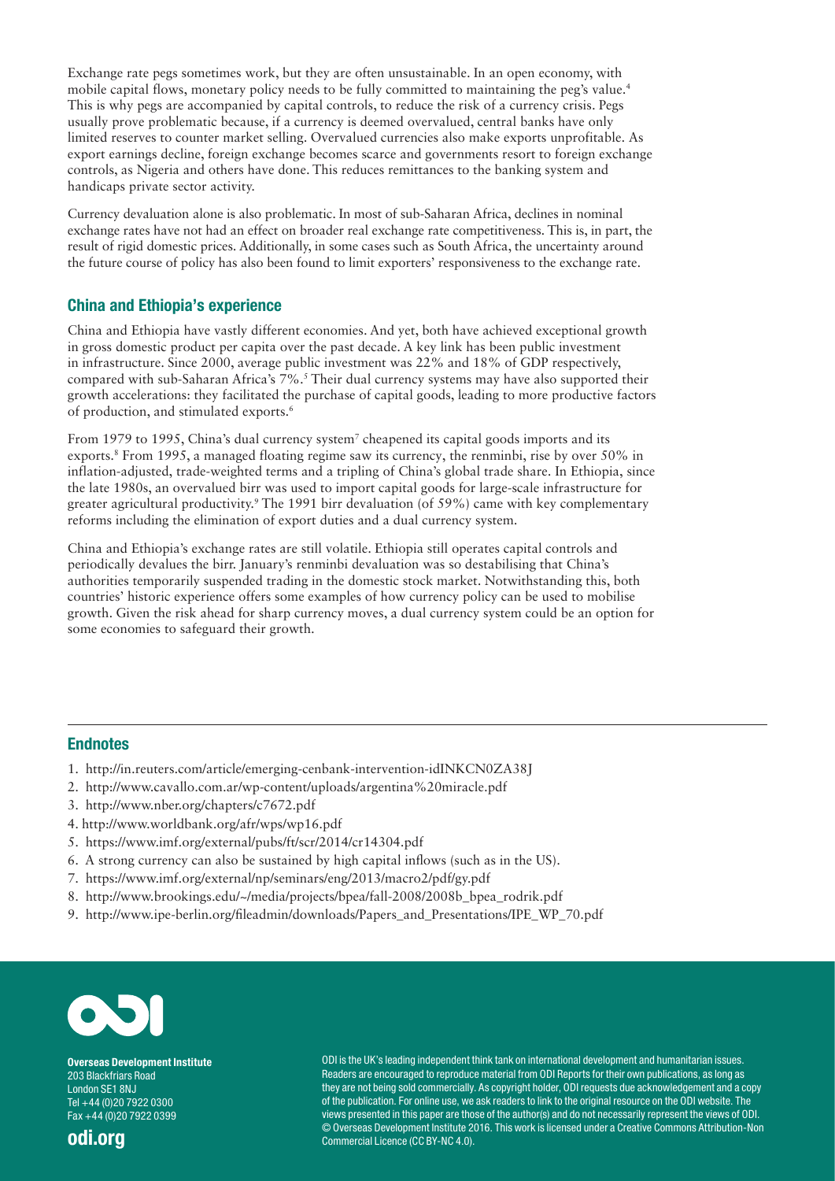Exchange rate pegs sometimes work, but they are often unsustainable. In an open economy, with mobile capital flows, monetary policy needs to be fully committed to maintaining the peg's value.[4] This is why pegs are accompanied by capital controls, to reduce the risk of a currency crisis. Pegs usually prove problematic because, if a currency is deemed overvalued, central banks have only limited reserves to counter market selling. Overvalued currencies also make exports unprofitable. As export earnings decline, foreign exchange becomes scarce and governments resort to foreign exchange controls, as Nigeria and others have done. This reduces remittances to the banking system and handicaps private sector activity.

Currency devaluation alone is also problematic. In most of sub-Saharan Africa, declines in nominal exchange rates have not had an effect on broader real exchange rate competitiveness. This is, in part, the result of rigid domestic prices. Additionally, in some cases such as South Africa, the uncertainty around the future course of policy has also been found to limit exporters' responsiveness to the exchange rate.

## China and Ethiopia's experience

China and Ethiopia have vastly different economies. And yet, both have achieved exceptional growth in gross domestic product per capita over the past decade. A key link has been public investment in infrastructure. Since 2000, average public investment was 22% and 18% of GDP respectively, compared with sub-Saharan Africa's 7%.[5] Their dual currency systems may have also supported their growth accelerations: they facilitated the purchase of capital goods, leading to more productive factors of production, and stimulated exports.[6]

From 1979 to 1995, China's dual currency system[7] cheapened its capital goods imports and its exports.[8] From 1995, a managed floating regime saw its currency, the renminbi, rise by over 50% in inflation-adjusted, trade-weighted terms and a tripling of China's global trade share. In Ethiopia, since the late 1980s, an overvalued birr was used to import capital goods for large-scale infrastructure for greater agricultural productivity.[9] The 1991 birr devaluation (of 59%) came with key complementary reforms including the elimination of export duties and a dual currency system.

China and Ethiopia's exchange rates are still volatile. Ethiopia still operates capital controls and periodically devalues the birr. January's renminbi devaluation was so destabilising that China's authorities temporarily suspended trading in the domestic stock market. Notwithstanding this, both countries' historic experience offers some examples of how currency policy can be used to mobilise growth. Given the risk ahead for sharp currency moves, a dual currency system could be an option for some economies to safeguard their growth.

## Endnotes

1. http://in.reuters.com/article/emerging-cenbank-intervention-idINKCN0ZA38J
2. http://www.cavallo.com.ar/wp-content/uploads/argentina%20miracle.pdf
3. http://www.nber.org/chapters/c7672.pdf
4. http://www.worldbank.org/afr/wps/wp16.pdf
5. https://www.imf.org/external/pubs/ft/scr/2014/cr14304.pdf
6. A strong currency can also be sustained by high capital inflows (such as in the US).
7. https://www.imf.org/external/np/seminars/eng/2013/macro2/pdf/gy.pdf
8. http://www.brookings.edu/~/media/projects/bpea/fall-2008/2008b_bpea_rodrik.pdf
9. http://www.ipe-berlin.org/fileadmin/downloads/Papers_and_Presentations/IPE_WP_70.pdf

**Overseas Development Institute**
203 Blackfriars Road
London SE1 8NJ
Tel +44 (0)20 7922 0300
Fax +44 (0)20 7922 0399

**odi.org**

ODI is the UK's leading independent think tank on international development and humanitarian issues. Readers are encouraged to reproduce material from ODI Reports for their own publications, as long as they are not being sold commercially. As copyright holder, ODI requests due acknowledgement and a copy of the publication. For online use, we ask readers to link to the original resource on the ODI website. The views presented in this paper are those of the author(s) and do not necessarily represent the views of ODI. © Overseas Development Institute 2016. This work is licensed under a Creative Commons Attribution-Non Commercial Licence (CC BY-NC 4.0).